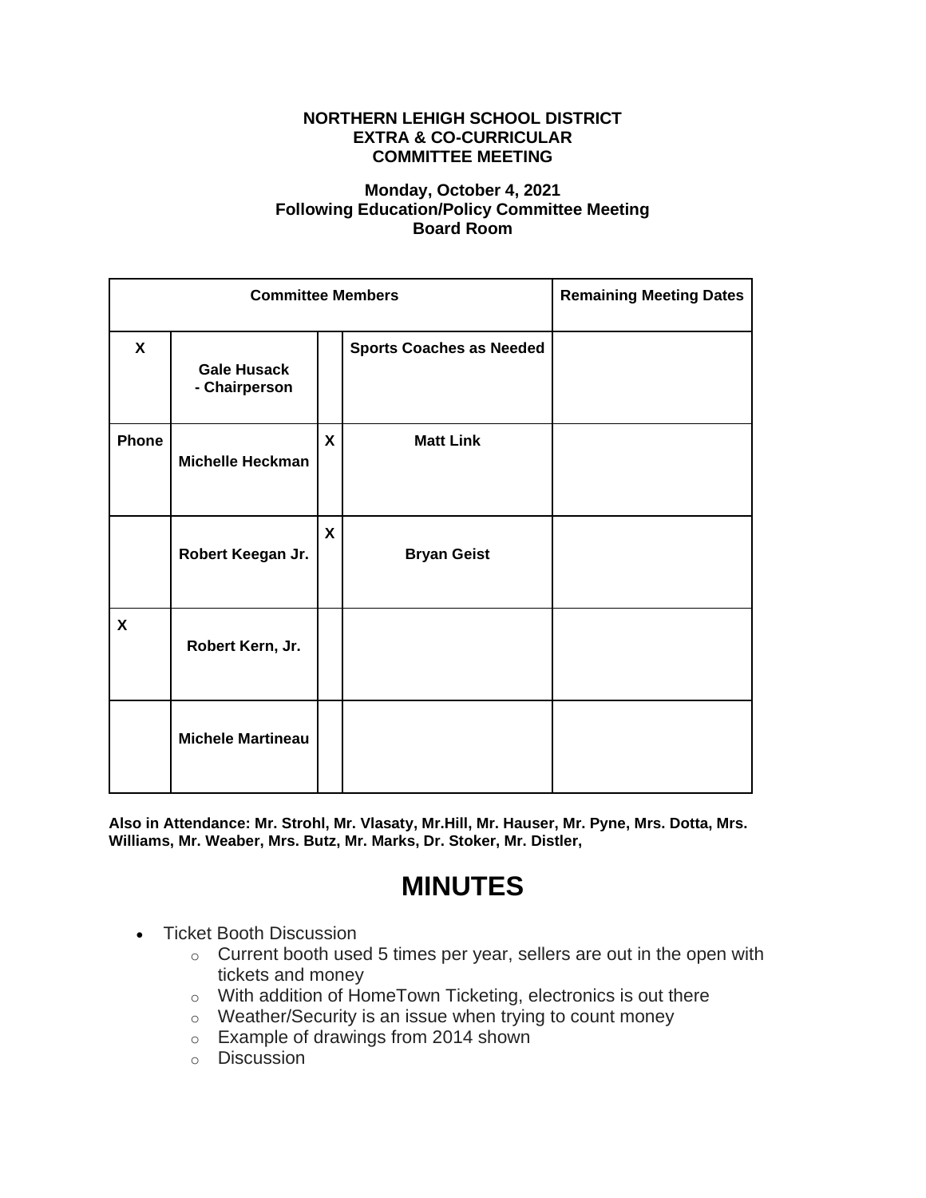**NORTHERN LEHIGH SCHOOL DISTRICT**
**EXTRA & CO-CURRICULAR**
**COMMITTEE MEETING**

**Monday, October 4, 2021**
**Following Education/Policy Committee Meeting**
**Board Room**

| Committee Members | | | | Remaining Meeting Dates |
|---|---|---|---|---|
| X | Gale Husack - Chairperson | | Sports Coaches as Needed | |
| Phone | Michelle Heckman | X | Matt Link | |
| | Robert Keegan Jr. | X | Bryan Geist | |
| X | Robert Kern, Jr. | | | |
| | Michele Martineau | | | |

**Also in Attendance: Mr. Strohl, Mr. Vlasaty, Mr.Hill, Mr. Hauser, Mr. Pyne, Mrs. Dotta, Mrs. Williams, Mr. Weaber, Mrs. Butz, Mr. Marks, Dr. Stoker, Mr. Distler,**

# MINUTES

- Ticket Booth Discussion
  - Current booth used 5 times per year, sellers are out in the open with tickets and money
  - With addition of HomeTown Ticketing, electronics is out there
  - Weather/Security is an issue when trying to count money
  - Example of drawings from 2014 shown
  - Discussion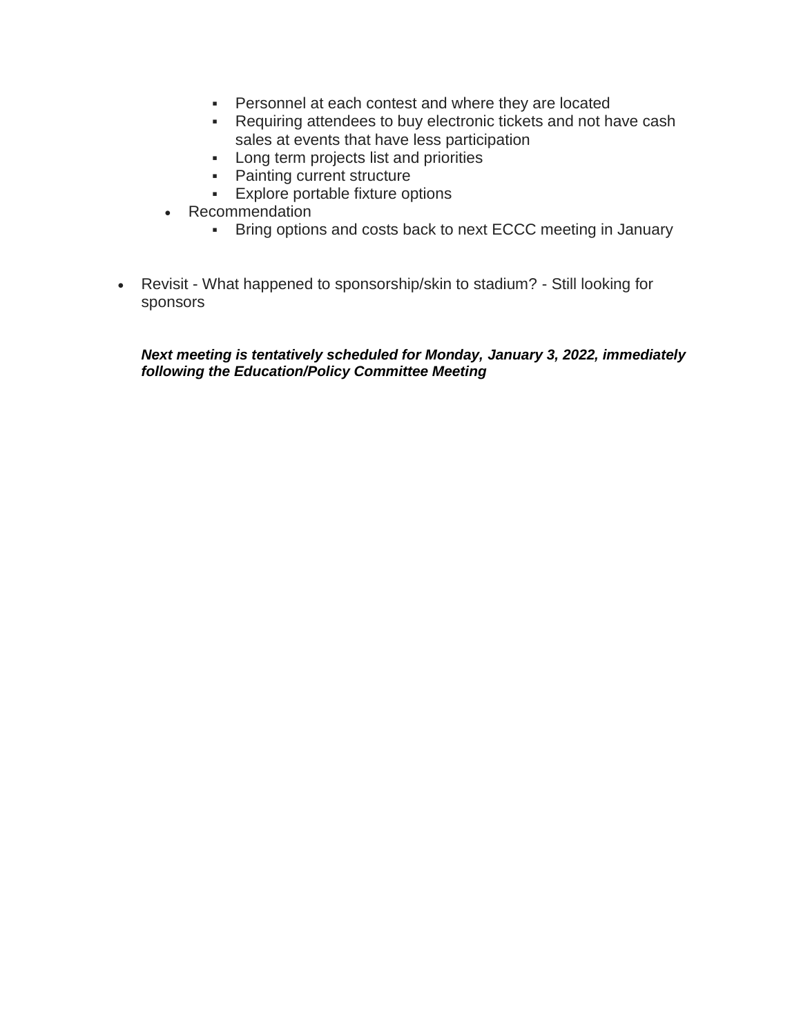- Personnel at each contest and where they are located
        - Requiring attendees to buy electronic tickets and not have cash sales at events that have less participation
        - Long term projects list and priorities
        - Painting current structure
        - Explore portable fixture options
    - Recommendation
        - Bring options and costs back to next ECCC meeting in January

- Revisit - What happened to sponsorship/skin to stadium? - Still looking for sponsors

***Next meeting is tentatively scheduled for Monday, January 3, 2022, immediately following the Education/Policy Committee Meeting***